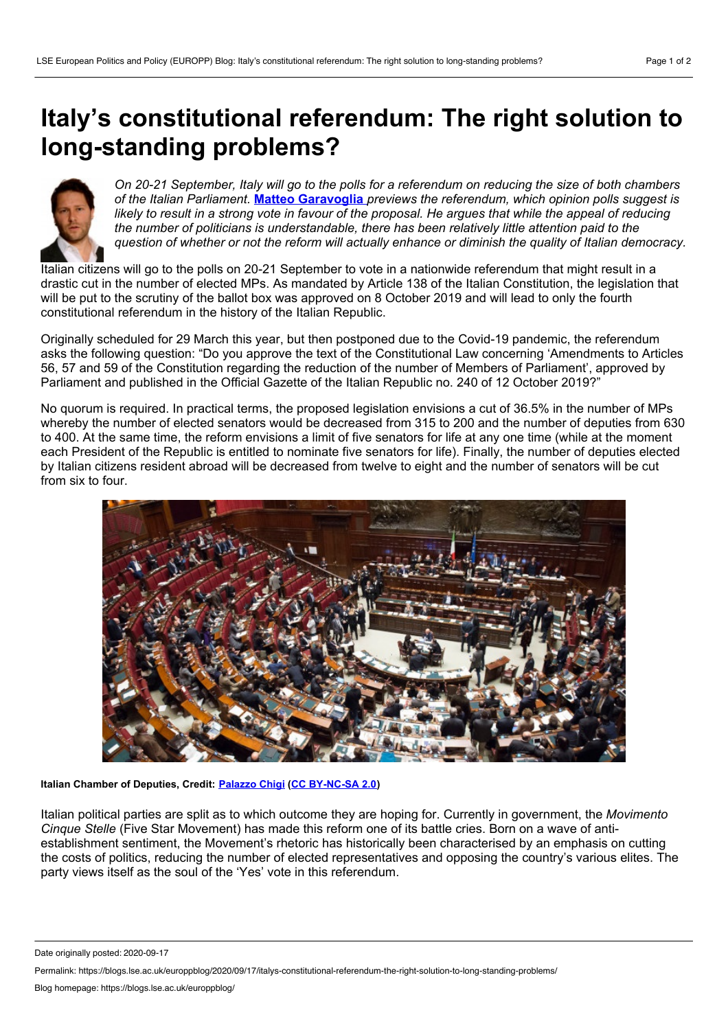# Italy's constitutional referendum: The right solution to long-standing problems?

*On 20-21 September, Italy will go to the polls for a referendum on reducing the size of both chambers of the Italian Parliament.* **Matteo Garavoglia** *previews the referendum, which opinion polls suggest is likely to result in a strong vote in favour of the proposal. He argues that while the appeal of reducing the number of politicians is understandable, there has been relatively little attention paid to the question of whether or not the reform will actually enhance or diminish the quality of Italian democracy.*

Italian citizens will go to the polls on 20-21 September to vote in a nationwide referendum that might result in a drastic cut in the number of elected MPs. As mandated by Article 138 of the Italian Constitution, the legislation that will be put to the scrutiny of the ballot box was approved on 8 October 2019 and will lead to only the fourth constitutional referendum in the history of the Italian Republic.

Originally scheduled for 29 March this year, but then postponed due to the Covid-19 pandemic, the referendum asks the following question: "Do you approve the text of the Constitutional Law concerning 'Amendments to Articles 56, 57 and 59 of the Constitution regarding the reduction of the number of Members of Parliament', approved by Parliament and published in the Official Gazette of the Italian Republic no. 240 of 12 October 2019?"

No quorum is required. In practical terms, the proposed legislation envisions a cut of 36.5% in the number of MPs whereby the number of elected senators would be decreased from 315 to 200 and the number of deputies from 630 to 400. At the same time, the reform envisions a limit of five senators for life at any one time (while at the moment each President of the Republic is entitled to nominate five senators for life). Finally, the number of deputies elected by Italian citizens resident abroad will be decreased from twelve to eight and the number of senators will be cut from six to four.

**Italian Chamber of Deputies, Credit: Palazzo Chigi (CC BY-NC-SA 2.0)**

Italian political parties are split as to which outcome they are hoping for. Currently in government, the *Movimento Cinque Stelle* (Five Star Movement) has made this reform one of its battle cries. Born on a wave of anti-establishment sentiment, the Movement's rhetoric has historically been characterised by an emphasis on cutting the costs of politics, reducing the number of elected representatives and opposing the country's various elites. The party views itself as the soul of the 'Yes' vote in this referendum.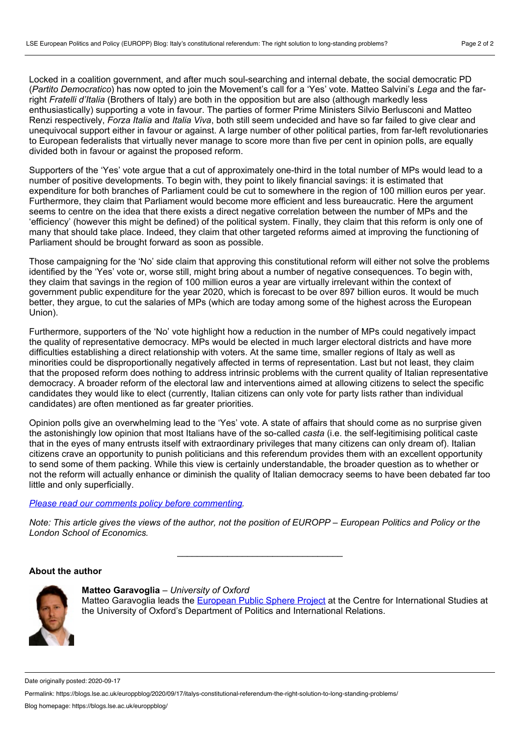Locked in a coalition government, and after much soul-searching and internal debate, the social democratic PD (*Partito Democratico*) has now opted to join the Movement's call for a 'Yes' vote. Matteo Salvini's *Lega* and the far-right *Fratelli d'Italia* (Brothers of Italy) are both in the opposition but are also (although markedly less enthusiastically) supporting a vote in favour. The parties of former Prime Ministers Silvio Berlusconi and Matteo Renzi respectively, *Forza Italia* and *Italia Viva*, both still seem undecided and have so far failed to give clear and unequivocal support either in favour or against. A large number of other political parties, from far-left revolutionaries to European federalists that virtually never manage to score more than five per cent in opinion polls, are equally divided both in favour or against the proposed reform.

Supporters of the 'Yes' vote argue that a cut of approximately one-third in the total number of MPs would lead to a number of positive developments. To begin with, they point to likely financial savings: it is estimated that expenditure for both branches of Parliament could be cut to somewhere in the region of 100 million euros per year. Furthermore, they claim that Parliament would become more efficient and less bureaucratic. Here the argument seems to centre on the idea that there exists a direct negative correlation between the number of MPs and the 'efficiency' (however this might be defined) of the political system. Finally, they claim that this reform is only one of many that should take place. Indeed, they claim that other targeted reforms aimed at improving the functioning of Parliament should be brought forward as soon as possible.

Those campaigning for the 'No' side claim that approving this constitutional reform will either not solve the problems identified by the 'Yes' vote or, worse still, might bring about a number of negative consequences. To begin with, they claim that savings in the region of 100 million euros a year are virtually irrelevant within the context of government public expenditure for the year 2020, which is forecast to be over 897 billion euros. It would be much better, they argue, to cut the salaries of MPs (which are today among some of the highest across the European Union).

Furthermore, supporters of the 'No' vote highlight how a reduction in the number of MPs could negatively impact the quality of representative democracy. MPs would be elected in much larger electoral districts and have more difficulties establishing a direct relationship with voters. At the same time, smaller regions of Italy as well as minorities could be disproportionally negatively affected in terms of representation. Last but not least, they claim that the proposed reform does nothing to address intrinsic problems with the current quality of Italian representative democracy. A broader reform of the electoral law and interventions aimed at allowing citizens to select the specific candidates they would like to elect (currently, Italian citizens can only vote for party lists rather than individual candidates) are often mentioned as far greater priorities.

Opinion polls give an overwhelming lead to the 'Yes' vote. A state of affairs that should come as no surprise given the astonishingly low opinion that most Italians have of the so-called *casta* (i.e. the self-legitimising political caste that in the eyes of many entrusts itself with extraordinary privileges that many citizens can only dream of). Italian citizens crave an opportunity to punish politicians and this referendum provides them with an excellent opportunity to send some of them packing. While this view is certainly understandable, the broader question as to whether or not the reform will actually enhance or diminish the quality of Italian democracy seems to have been debated far too little and only superficially.

*Please read our comments policy before commenting.*

*Note: This article gives the views of the author, not the position of EUROPP – European Politics and Policy or the London School of Economics.*

---

### About the author

**Matteo Garavoglia** – *University of Oxford*
Matteo Garavoglia leads the European Public Sphere Project at the Centre for International Studies at the University of Oxford's Department of Politics and International Relations.

Date originally posted: 2020-09-17

Permalink: https://blogs.lse.ac.uk/europpblog/2020/09/17/italys-constitutional-referendum-the-right-solution-to-long-standing-problems/

Blog homepage: https://blogs.lse.ac.uk/europpblog/